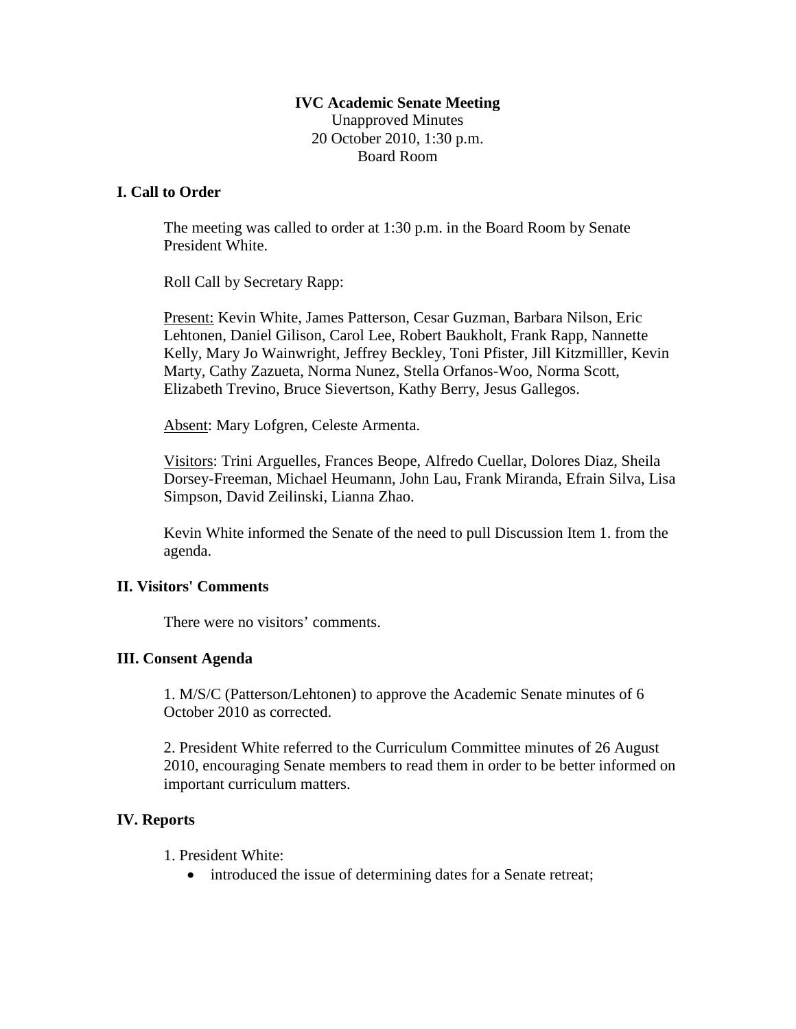**IVC Academic Senate Meeting**
Unapproved Minutes
20 October 2010, 1:30 p.m.
Board Room

## I. Call to Order

The meeting was called to order at 1:30 p.m. in the Board Room by Senate President White.

Roll Call by Secretary Rapp:

Present: Kevin White, James Patterson, Cesar Guzman, Barbara Nilson, Eric Lehtonen, Daniel Gilison, Carol Lee, Robert Baukholt, Frank Rapp, Nannette Kelly, Mary Jo Wainwright, Jeffrey Beckley, Toni Pfister, Jill Kitzmilller, Kevin Marty, Cathy Zazueta, Norma Nunez, Stella Orfanos-Woo, Norma Scott, Elizabeth Trevino, Bruce Sievertson, Kathy Berry, Jesus Gallegos.

Absent: Mary Lofgren, Celeste Armenta.

Visitors: Trini Arguelles, Frances Beope, Alfredo Cuellar, Dolores Diaz, Sheila Dorsey-Freeman, Michael Heumann, John Lau, Frank Miranda, Efrain Silva, Lisa Simpson, David Zeilinski, Lianna Zhao.

Kevin White informed the Senate of the need to pull Discussion Item 1. from the agenda.

## II. Visitors' Comments

There were no visitors' comments.

## III. Consent Agenda

1. M/S/C (Patterson/Lehtonen) to approve the Academic Senate minutes of 6 October 2010 as corrected.

2. President White referred to the Curriculum Committee minutes of 26 August 2010, encouraging Senate members to read them in order to be better informed on important curriculum matters.

## IV. Reports

1. President White:
   - introduced the issue of determining dates for a Senate retreat;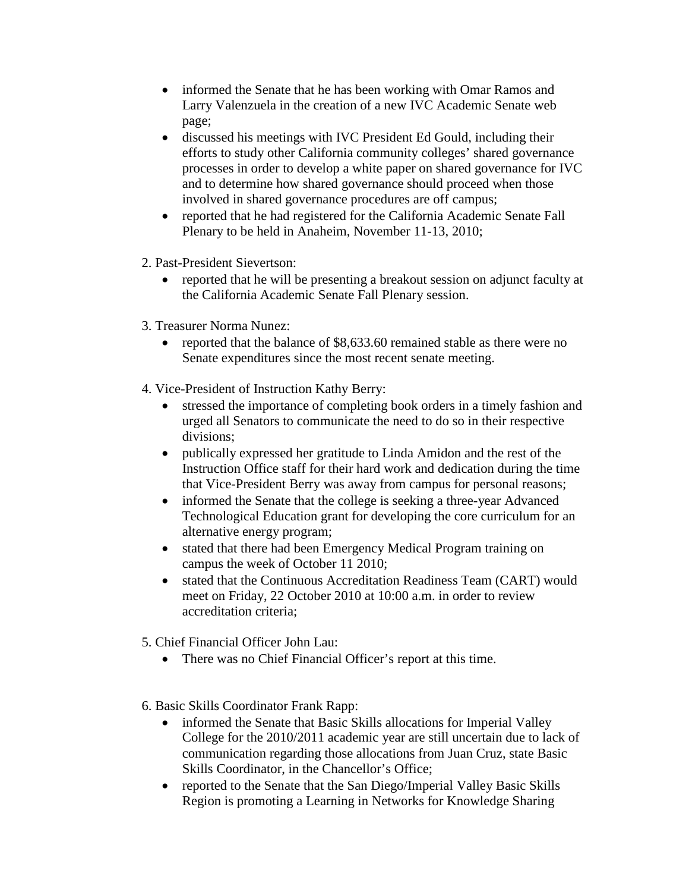- informed the Senate that he has been working with Omar Ramos and Larry Valenzuela in the creation of a new IVC Academic Senate web page;
- discussed his meetings with IVC President Ed Gould, including their efforts to study other California community colleges' shared governance processes in order to develop a white paper on shared governance for IVC and to determine how shared governance should proceed when those involved in shared governance procedures are off campus;
- reported that he had registered for the California Academic Senate Fall Plenary to be held in Anaheim, November 11-13, 2010;

2. Past-President Sievertson:
   - reported that he will be presenting a breakout session on adjunct faculty at the California Academic Senate Fall Plenary session.

3. Treasurer Norma Nunez:
   - reported that the balance of $8,633.60 remained stable as there were no Senate expenditures since the most recent senate meeting.

4. Vice-President of Instruction Kathy Berry:
   - stressed the importance of completing book orders in a timely fashion and urged all Senators to communicate the need to do so in their respective divisions;
   - publically expressed her gratitude to Linda Amidon and the rest of the Instruction Office staff for their hard work and dedication during the time that Vice-President Berry was away from campus for personal reasons;
   - informed the Senate that the college is seeking a three-year Advanced Technological Education grant for developing the core curriculum for an alternative energy program;
   - stated that there had been Emergency Medical Program training on campus the week of October 11 2010;
   - stated that the Continuous Accreditation Readiness Team (CART) would meet on Friday, 22 October 2010 at 10:00 a.m. in order to review accreditation criteria;

5. Chief Financial Officer John Lau:
   - There was no Chief Financial Officer's report at this time.

6. Basic Skills Coordinator Frank Rapp:
   - informed the Senate that Basic Skills allocations for Imperial Valley College for the 2010/2011 academic year are still uncertain due to lack of communication regarding those allocations from Juan Cruz, state Basic Skills Coordinator, in the Chancellor's Office;
   - reported to the Senate that the San Diego/Imperial Valley Basic Skills Region is promoting a Learning in Networks for Knowledge Sharing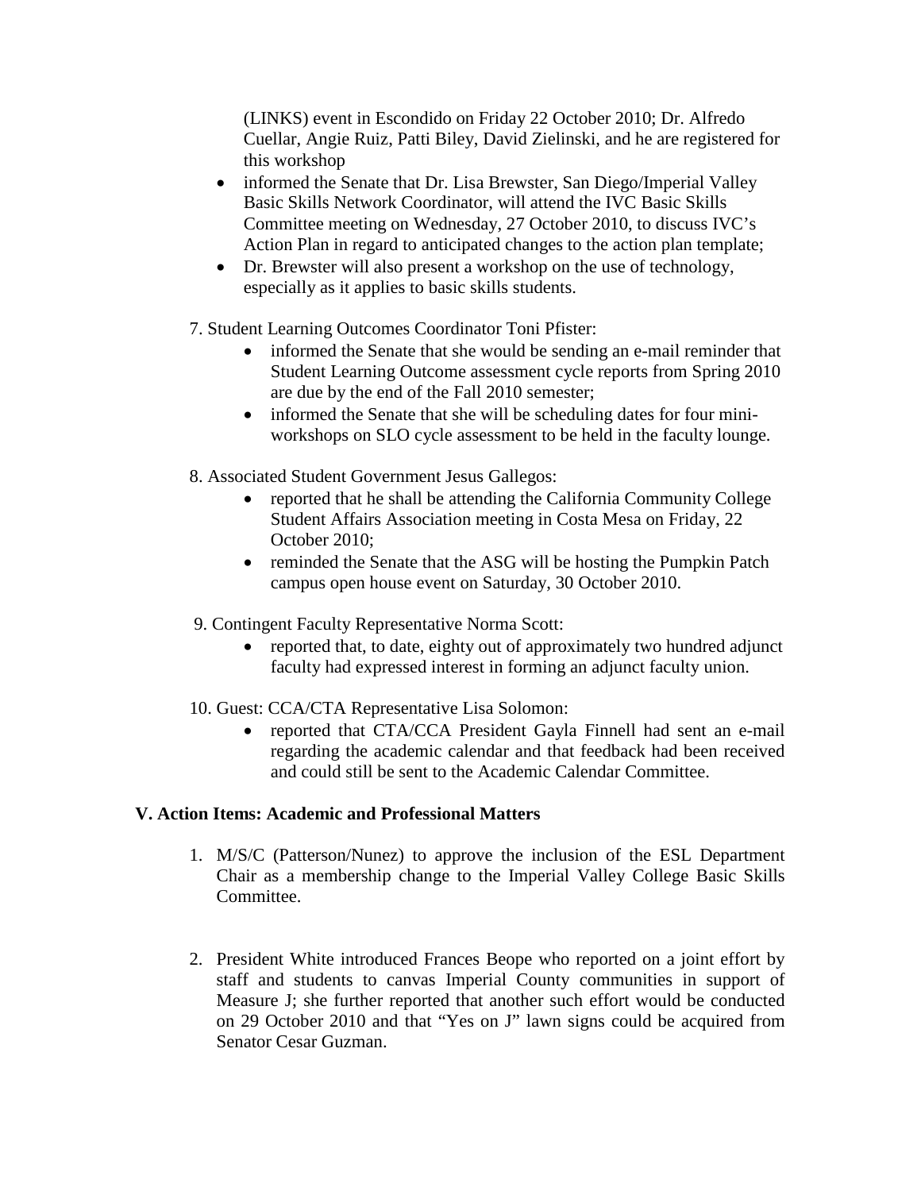(LINKS) event in Escondido on Friday 22 October 2010; Dr. Alfredo Cuellar, Angie Ruiz, Patti Biley, David Zielinski, and he are registered for this workshop

- informed the Senate that Dr. Lisa Brewster, San Diego/Imperial Valley Basic Skills Network Coordinator, will attend the IVC Basic Skills Committee meeting on Wednesday, 27 October 2010, to discuss IVC's Action Plan in regard to anticipated changes to the action plan template;
- Dr. Brewster will also present a workshop on the use of technology, especially as it applies to basic skills students.

7. Student Learning Outcomes Coordinator Toni Pfister:
    - informed the Senate that she would be sending an e-mail reminder that Student Learning Outcome assessment cycle reports from Spring 2010 are due by the end of the Fall 2010 semester;
    - informed the Senate that she will be scheduling dates for four mini-workshops on SLO cycle assessment to be held in the faculty lounge.

8. Associated Student Government Jesus Gallegos:
    - reported that he shall be attending the California Community College Student Affairs Association meeting in Costa Mesa on Friday, 22 October 2010;
    - reminded the Senate that the ASG will be hosting the Pumpkin Patch campus open house event on Saturday, 30 October 2010.

9. Contingent Faculty Representative Norma Scott:
    - reported that, to date, eighty out of approximately two hundred adjunct faculty had expressed interest in forming an adjunct faculty union.

10. Guest: CCA/CTA Representative Lisa Solomon:
    - reported that CTA/CCA President Gayla Finnell had sent an e-mail regarding the academic calendar and that feedback had been received and could still be sent to the Academic Calendar Committee.

**V. Action Items: Academic and Professional Matters**

1. M/S/C (Patterson/Nunez) to approve the inclusion of the ESL Department Chair as a membership change to the Imperial Valley College Basic Skills Committee.

2. President White introduced Frances Beope who reported on a joint effort by staff and students to canvas Imperial County communities in support of Measure J; she further reported that another such effort would be conducted on 29 October 2010 and that "Yes on J" lawn signs could be acquired from Senator Cesar Guzman.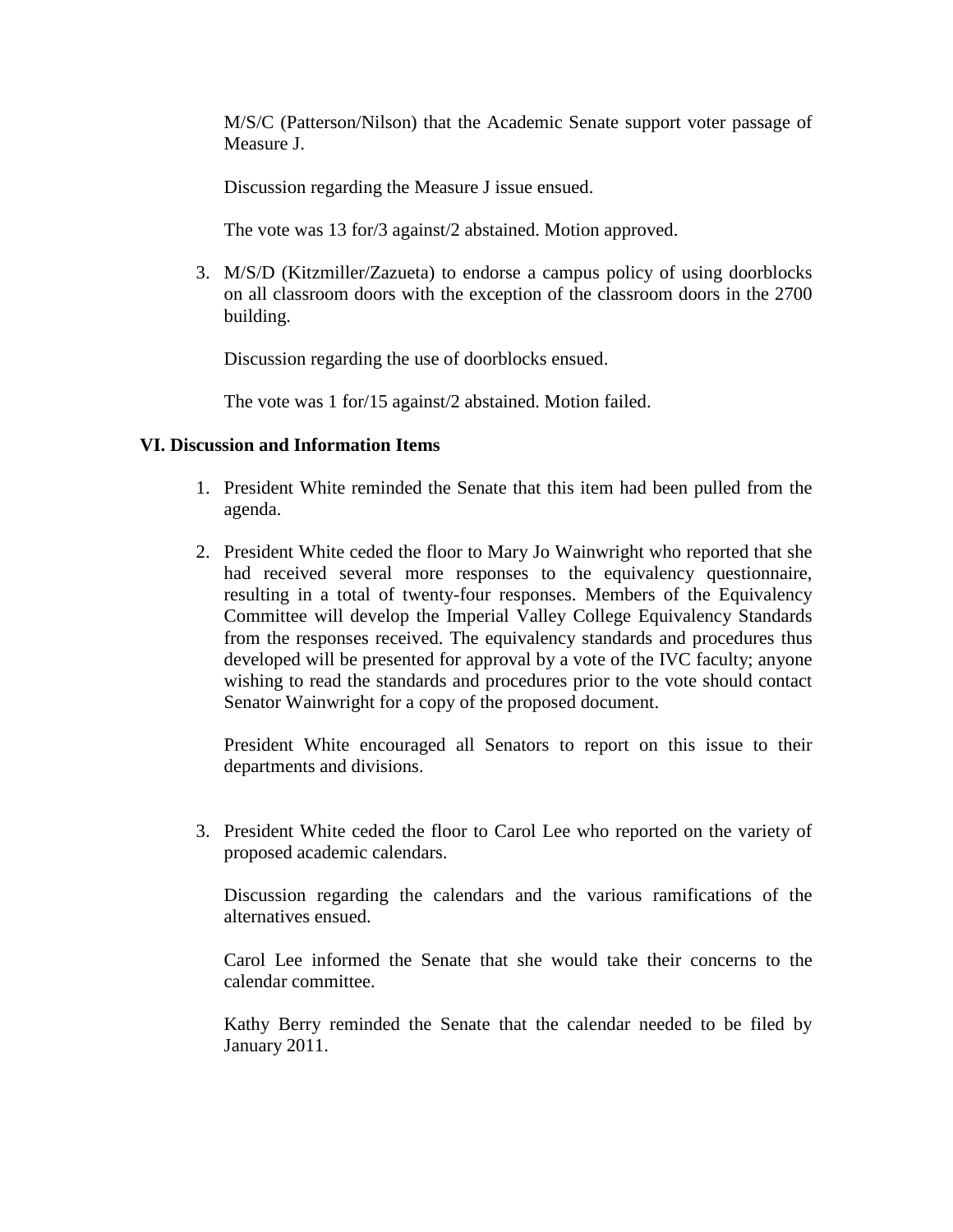M/S/C (Patterson/Nilson) that the Academic Senate support voter passage of Measure J.

Discussion regarding the Measure J issue ensued.

The vote was 13 for/3 against/2 abstained. Motion approved.

3. M/S/D (Kitzmiller/Zazueta) to endorse a campus policy of using doorblocks on all classroom doors with the exception of the classroom doors in the 2700 building.

   Discussion regarding the use of doorblocks ensued.

   The vote was 1 for/15 against/2 abstained. Motion failed.

**VI. Discussion and Information Items**

1. President White reminded the Senate that this item had been pulled from the agenda.

2. President White ceded the floor to Mary Jo Wainwright who reported that she had received several more responses to the equivalency questionnaire, resulting in a total of twenty-four responses. Members of the Equivalency Committee will develop the Imperial Valley College Equivalency Standards from the responses received. The equivalency standards and procedures thus developed will be presented for approval by a vote of the IVC faculty; anyone wishing to read the standards and procedures prior to the vote should contact Senator Wainwright for a copy of the proposed document.

   President White encouraged all Senators to report on this issue to their departments and divisions.

3. President White ceded the floor to Carol Lee who reported on the variety of proposed academic calendars.

   Discussion regarding the calendars and the various ramifications of the alternatives ensued.

   Carol Lee informed the Senate that she would take their concerns to the calendar committee.

   Kathy Berry reminded the Senate that the calendar needed to be filed by January 2011.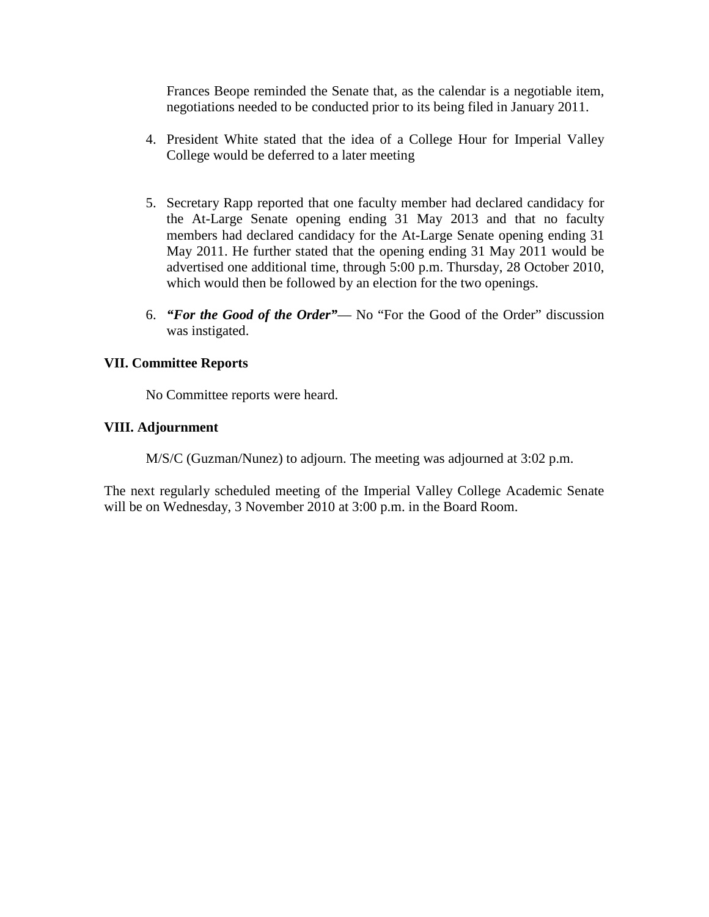Frances Beope reminded the Senate that, as the calendar is a negotiable item, negotiations needed to be conducted prior to its being filed in January 2011.

4. President White stated that the idea of a College Hour for Imperial Valley College would be deferred to a later meeting

5. Secretary Rapp reported that one faculty member had declared candidacy for the At-Large Senate opening ending 31 May 2013 and that no faculty members had declared candidacy for the At-Large Senate opening ending 31 May 2011. He further stated that the opening ending 31 May 2011 would be advertised one additional time, through 5:00 p.m. Thursday, 28 October 2010, which would then be followed by an election for the two openings.

6. ***"For the Good of the Order"***— No "For the Good of the Order" discussion was instigated.

## VII. Committee Reports

No Committee reports were heard.

## VIII. Adjournment

M/S/C (Guzman/Nunez) to adjourn. The meeting was adjourned at 3:02 p.m.

The next regularly scheduled meeting of the Imperial Valley College Academic Senate will be on Wednesday, 3 November 2010 at 3:00 p.m. in the Board Room.